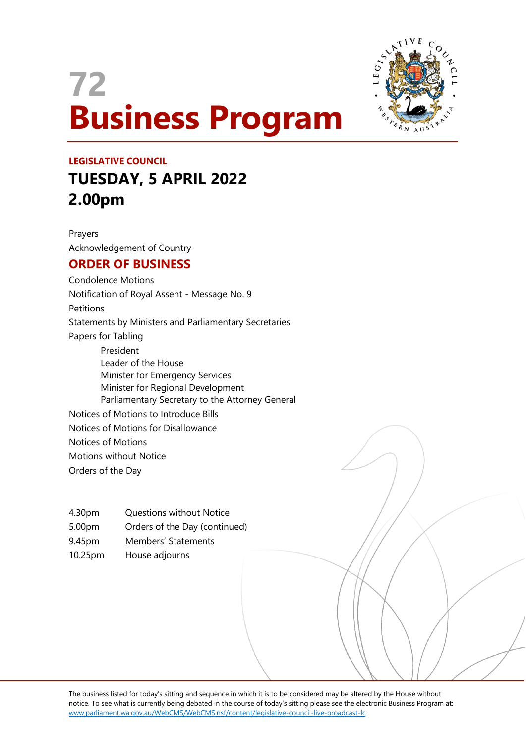# 72
# Business Program

**LEGISLATIVE COUNCIL**

## TUESDAY, 5 APRIL 2022
## 2.00pm

Prayers

Acknowledgement of Country

## ORDER OF BUSINESS

Condolence Motions

Notification of Royal Assent - Message No. 9

Petitions

Statements by Ministers and Parliamentary Secretaries

Papers for Tabling

- President
- Leader of the House
- Minister for Emergency Services
- Minister for Regional Development
- Parliamentary Secretary to the Attorney General

Notices of Motions to Introduce Bills

Notices of Motions for Disallowance

Notices of Motions

Motions without Notice

Orders of the Day

| | |
|---|---|
| 4.30pm | Questions without Notice |
| 5.00pm | Orders of the Day (continued) |
| 9.45pm | Members' Statements |
| 10.25pm | House adjourns |

The business listed for today's sitting and sequence in which it is to be considered may be altered by the House without notice. To see what is currently being debated in the course of today's sitting please see the electronic Business Program at: www.parliament.wa.gov.au/WebCMS/WebCMS.nsf/content/legislative-council-live-broadcast-lc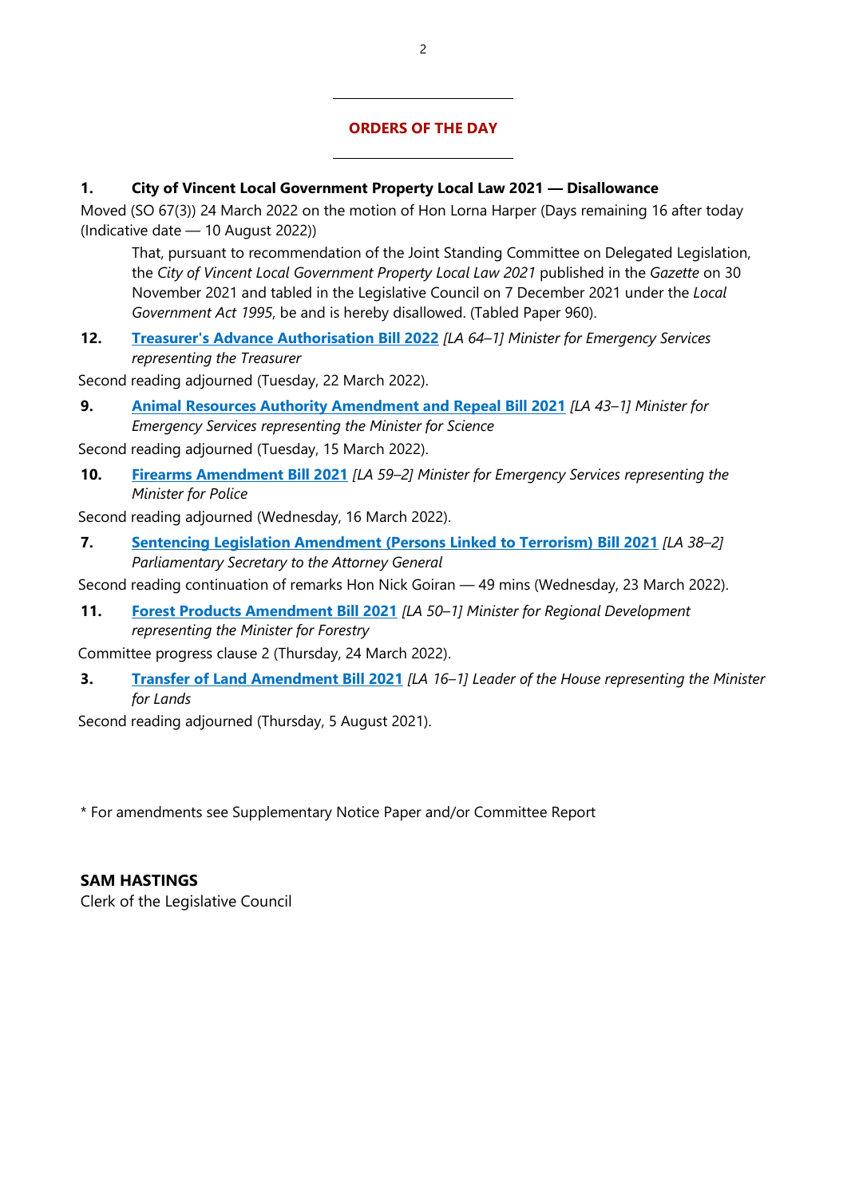## ORDERS OF THE DAY

**1. City of Vincent Local Government Property Local Law 2021 — Disallowance**

Moved (SO 67(3)) 24 March 2022 on the motion of Hon Lorna Harper (Days remaining 16 after today (Indicative date — 10 August 2022))

> That, pursuant to recommendation of the Joint Standing Committee on Delegated Legislation, the *City of Vincent Local Government Property Local Law 2021* published in the *Gazette* on 30 November 2021 and tabled in the Legislative Council on 7 December 2021 under the *Local Government Act 1995*, be and is hereby disallowed. (Tabled Paper 960).

**12. Treasurer's Advance Authorisation Bill 2022** *[LA 64–1] Minister for Emergency Services representing the Treasurer*

Second reading adjourned (Tuesday, 22 March 2022).

**9. Animal Resources Authority Amendment and Repeal Bill 2021** *[LA 43–1] Minister for Emergency Services representing the Minister for Science*

Second reading adjourned (Tuesday, 15 March 2022).

**10. Firearms Amendment Bill 2021** *[LA 59–2] Minister for Emergency Services representing the Minister for Police*

Second reading adjourned (Wednesday, 16 March 2022).

**7. Sentencing Legislation Amendment (Persons Linked to Terrorism) Bill 2021** *[LA 38–2] Parliamentary Secretary to the Attorney General*

Second reading continuation of remarks Hon Nick Goiran — 49 mins (Wednesday, 23 March 2022).

**11. Forest Products Amendment Bill 2021** *[LA 50–1] Minister for Regional Development representing the Minister for Forestry*

Committee progress clause 2 (Thursday, 24 March 2022).

**3. Transfer of Land Amendment Bill 2021** *[LA 16–1] Leader of the House representing the Minister for Lands*

Second reading adjourned (Thursday, 5 August 2021).

\* For amendments see Supplementary Notice Paper and/or Committee Report

**SAM HASTINGS**
Clerk of the Legislative Council